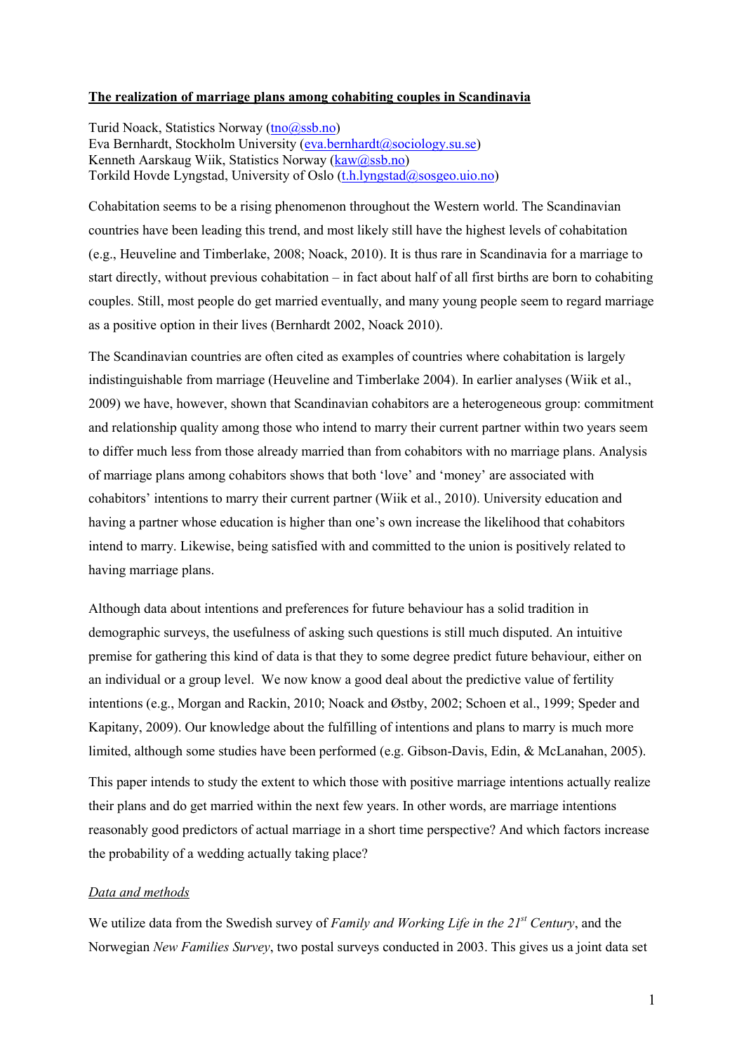# The realization of marriage plans among cohabiting couples in Scandinavia

Turid Noack, Statistics Norway (tno@ssb.no)
Eva Bernhardt, Stockholm University (eva.bernhardt@sociology.su.se)
Kenneth Aarskaug Wiik, Statistics Norway (kaw@ssb.no)
Torkild Hovde Lyngstad, University of Oslo (t.h.lyngstad@sosgeo.uio.no)

Cohabitation seems to be a rising phenomenon throughout the Western world. The Scandinavian countries have been leading this trend, and most likely still have the highest levels of cohabitation (e.g., Heuveline and Timberlake, 2008; Noack, 2010). It is thus rare in Scandinavia for a marriage to start directly, without previous cohabitation – in fact about half of all first births are born to cohabiting couples. Still, most people do get married eventually, and many young people seem to regard marriage as a positive option in their lives (Bernhardt 2002, Noack 2010).

The Scandinavian countries are often cited as examples of countries where cohabitation is largely indistinguishable from marriage (Heuveline and Timberlake 2004). In earlier analyses (Wiik et al., 2009) we have, however, shown that Scandinavian cohabitors are a heterogeneous group: commitment and relationship quality among those who intend to marry their current partner within two years seem to differ much less from those already married than from cohabitors with no marriage plans. Analysis of marriage plans among cohabitors shows that both 'love' and 'money' are associated with cohabitors' intentions to marry their current partner (Wiik et al., 2010). University education and having a partner whose education is higher than one's own increase the likelihood that cohabitors intend to marry. Likewise, being satisfied with and committed to the union is positively related to having marriage plans.

Although data about intentions and preferences for future behaviour has a solid tradition in demographic surveys, the usefulness of asking such questions is still much disputed. An intuitive premise for gathering this kind of data is that they to some degree predict future behaviour, either on an individual or a group level. We now know a good deal about the predictive value of fertility intentions (e.g., Morgan and Rackin, 2010; Noack and Østby, 2002; Schoen et al., 1999; Speder and Kapitany, 2009). Our knowledge about the fulfilling of intentions and plans to marry is much more limited, although some studies have been performed (e.g. Gibson-Davis, Edin, & McLanahan, 2005).

This paper intends to study the extent to which those with positive marriage intentions actually realize their plans and do get married within the next few years. In other words, are marriage intentions reasonably good predictors of actual marriage in a short time perspective? And which factors increase the probability of a wedding actually taking place?

## *Data and methods*

We utilize data from the Swedish survey of *Family and Working Life in the 21st Century*, and the Norwegian *New Families Survey*, two postal surveys conducted in 2003. This gives us a joint data set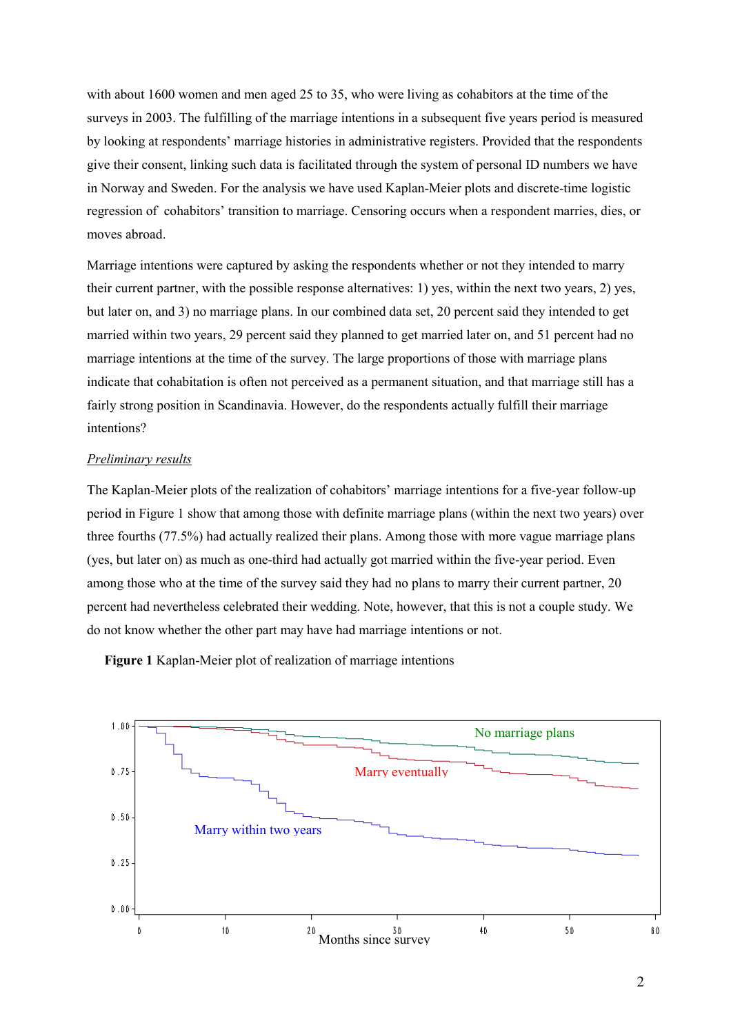with about 1600 women and men aged 25 to 35, who were living as cohabitors at the time of the surveys in 2003. The fulfilling of the marriage intentions in a subsequent five years period is measured by looking at respondents' marriage histories in administrative registers. Provided that the respondents give their consent, linking such data is facilitated through the system of personal ID numbers we have in Norway and Sweden. For the analysis we have used Kaplan-Meier plots and discrete-time logistic regression of cohabitors' transition to marriage. Censoring occurs when a respondent marries, dies, or moves abroad.

Marriage intentions were captured by asking the respondents whether or not they intended to marry their current partner, with the possible response alternatives: 1) yes, within the next two years, 2) yes, but later on, and 3) no marriage plans. In our combined data set, 20 percent said they intended to get married within two years, 29 percent said they planned to get married later on, and 51 percent had no marriage intentions at the time of the survey. The large proportions of those with marriage plans indicate that cohabitation is often not perceived as a permanent situation, and that marriage still has a fairly strong position in Scandinavia. However, do the respondents actually fulfill their marriage intentions?

*Preliminary results*

The Kaplan-Meier plots of the realization of cohabitors' marriage intentions for a five-year follow-up period in Figure 1 show that among those with definite marriage plans (within the next two years) over three fourths (77.5%) had actually realized their plans. Among those with more vague marriage plans (yes, but later on) as much as one-third had actually got married within the five-year period. Even among those who at the time of the survey said they had no plans to marry their current partner, 20 percent had nevertheless celebrated their wedding. Note, however, that this is not a couple study. We do not know whether the other part may have had marriage intentions or not.

**Figure 1** Kaplan-Meier plot of realization of marriage intentions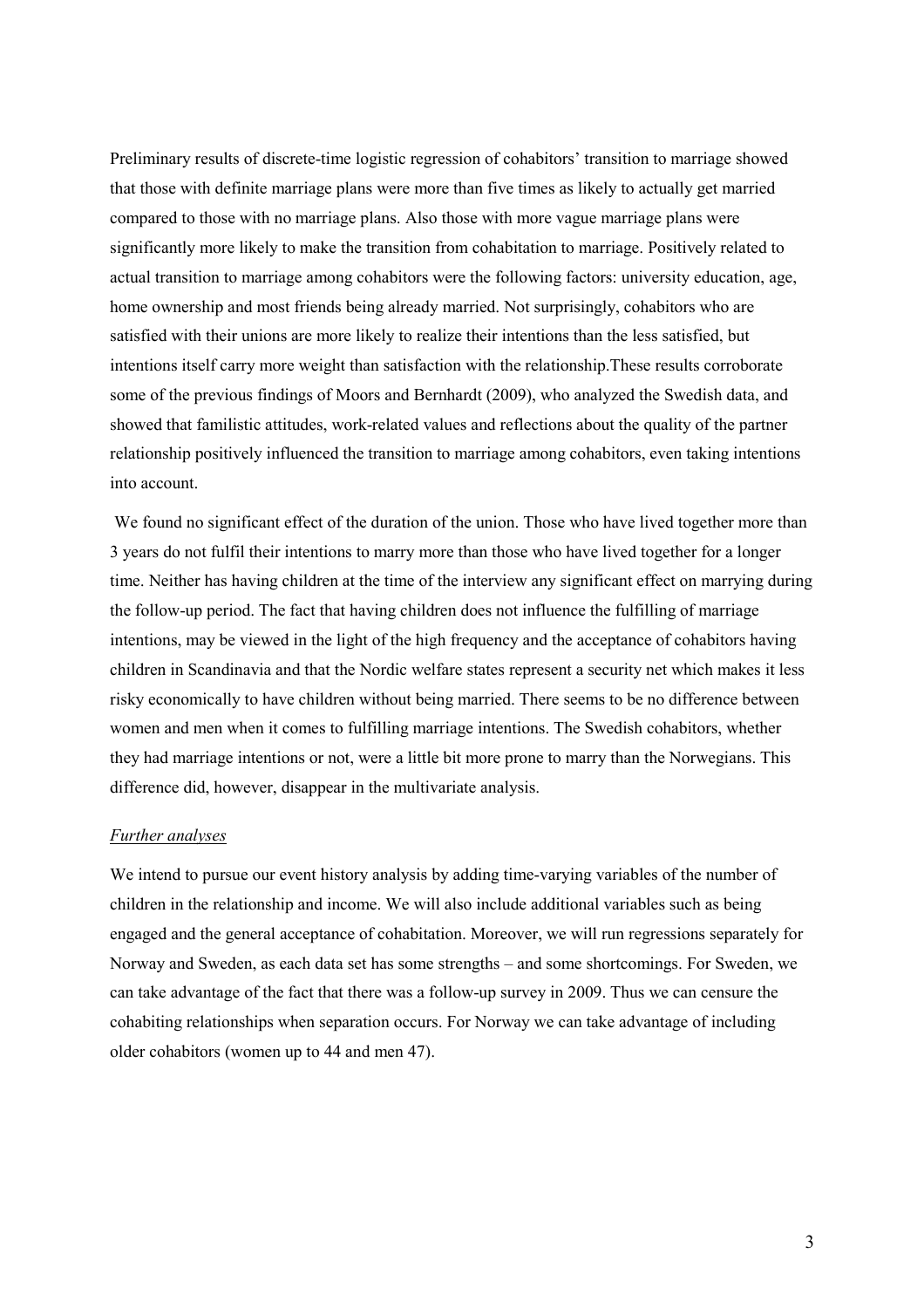Preliminary results of discrete-time logistic regression of cohabitors' transition to marriage showed that those with definite marriage plans were more than five times as likely to actually get married compared to those with no marriage plans. Also those with more vague marriage plans were significantly more likely to make the transition from cohabitation to marriage. Positively related to actual transition to marriage among cohabitors were the following factors: university education, age, home ownership and most friends being already married. Not surprisingly, cohabitors who are satisfied with their unions are more likely to realize their intentions than the less satisfied, but intentions itself carry more weight than satisfaction with the relationship.These results corroborate some of the previous findings of Moors and Bernhardt (2009), who analyzed the Swedish data, and showed that familistic attitudes, work-related values and reflections about the quality of the partner relationship positively influenced the transition to marriage among cohabitors, even taking intentions into account.

We found no significant effect of the duration of the union. Those who have lived together more than 3 years do not fulfil their intentions to marry more than those who have lived together for a longer time. Neither has having children at the time of the interview any significant effect on marrying during the follow-up period. The fact that having children does not influence the fulfilling of marriage intentions, may be viewed in the light of the high frequency and the acceptance of cohabitors having children in Scandinavia and that the Nordic welfare states represent a security net which makes it less risky economically to have children without being married. There seems to be no difference between women and men when it comes to fulfilling marriage intentions. The Swedish cohabitors, whether they had marriage intentions or not, were a little bit more prone to marry than the Norwegians. This difference did, however, disappear in the multivariate analysis.

*Further analyses*

We intend to pursue our event history analysis by adding time-varying variables of the number of children in the relationship and income. We will also include additional variables such as being engaged and the general acceptance of cohabitation. Moreover, we will run regressions separately for Norway and Sweden, as each data set has some strengths – and some shortcomings. For Sweden, we can take advantage of the fact that there was a follow-up survey in 2009. Thus we can censure the cohabiting relationships when separation occurs. For Norway we can take advantage of including older cohabitors (women up to 44 and men 47).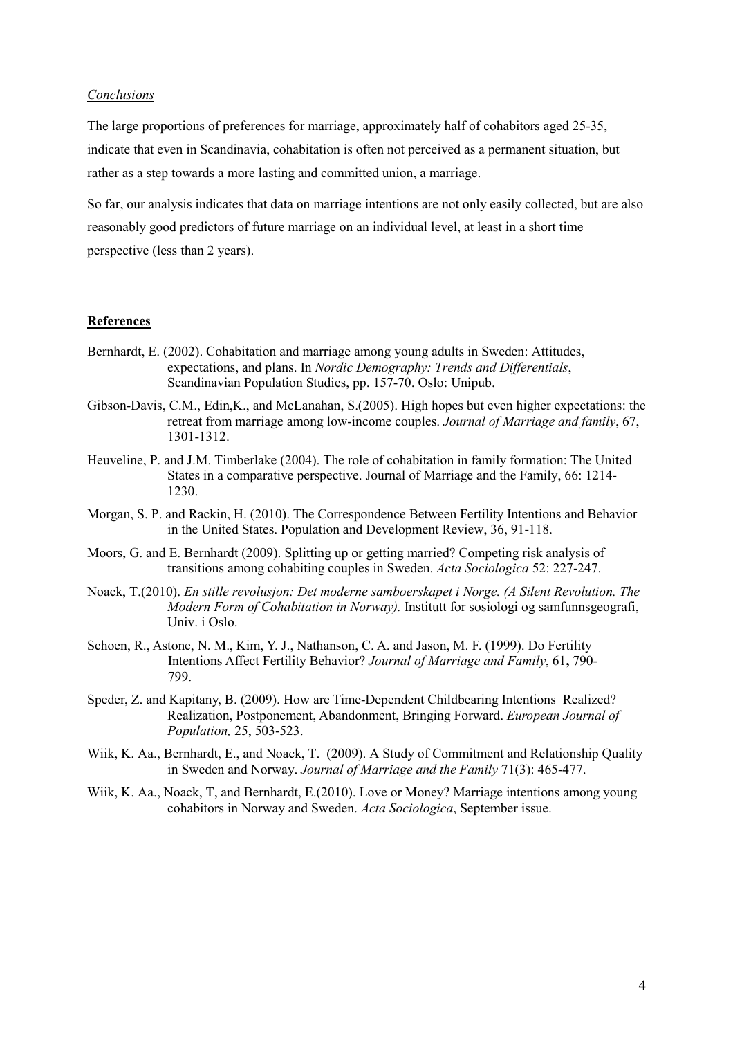*Conclusions*

The large proportions of preferences for marriage, approximately half of cohabitors aged 25-35, indicate that even in Scandinavia, cohabitation is often not perceived as a permanent situation, but rather as a step towards a more lasting and committed union, a marriage.

So far, our analysis indicates that data on marriage intentions are not only easily collected, but are also reasonably good predictors of future marriage on an individual level, at least in a short time perspective (less than 2 years).

## References

Bernhardt, E. (2002). Cohabitation and marriage among young adults in Sweden: Attitudes, expectations, and plans. In *Nordic Demography: Trends and Differentials*, Scandinavian Population Studies, pp. 157-70. Oslo: Unipub.

Gibson-Davis, C.M., Edin,K., and McLanahan, S.(2005). High hopes but even higher expectations: the retreat from marriage among low-income couples. *Journal of Marriage and family*, 67, 1301-1312.

Heuveline, P. and J.M. Timberlake (2004). The role of cohabitation in family formation: The United States in a comparative perspective. Journal of Marriage and the Family, 66: 1214-1230.

Morgan, S. P. and Rackin, H. (2010). The Correspondence Between Fertility Intentions and Behavior in the United States. Population and Development Review, 36, 91-118.

Moors, G. and E. Bernhardt (2009). Splitting up or getting married? Competing risk analysis of transitions among cohabiting couples in Sweden. *Acta Sociologica* 52: 227-247.

Noack, T.(2010). *En stille revolusjon: Det moderne samboerskapet i Norge. (A Silent Revolution. The Modern Form of Cohabitation in Norway).* Institutt for sosiologi og samfunnsgeografi, Univ. i Oslo.

Schoen, R., Astone, N. M., Kim, Y. J., Nathanson, C. A. and Jason, M. F. (1999). Do Fertility Intentions Affect Fertility Behavior? *Journal of Marriage and Family*, 61**,** 790-799.

Speder, Z. and Kapitany, B. (2009). How are Time-Dependent Childbearing Intentions Realized? Realization, Postponement, Abandonment, Bringing Forward. *European Journal of Population,* 25, 503-523.

Wiik, K. Aa., Bernhardt, E., and Noack, T. (2009). A Study of Commitment and Relationship Quality in Sweden and Norway. *Journal of Marriage and the Family* 71(3): 465-477.

Wiik, K. Aa., Noack, T, and Bernhardt, E.(2010). Love or Money? Marriage intentions among young cohabitors in Norway and Sweden. *Acta Sociologica*, September issue.